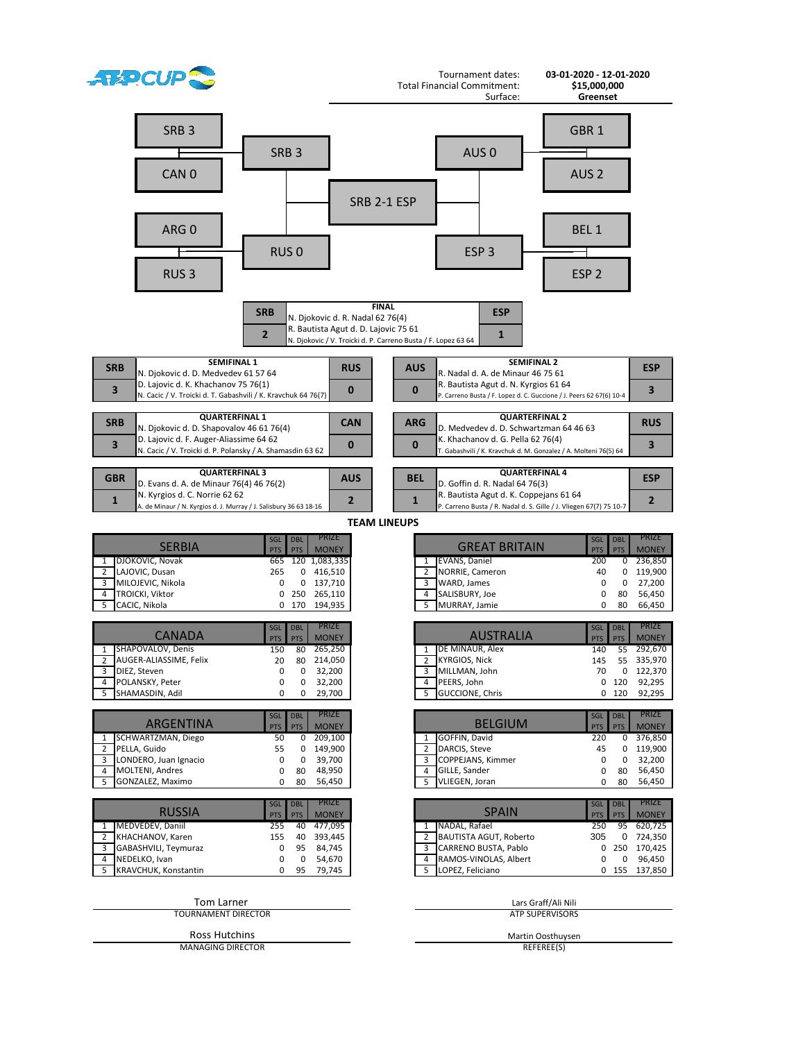ATPCUP

| | |
|---|---|
| Tournament dates: | **03-01-2020 - 12-01-2020** |
| Total Financial Commitment: | **$15,000,000** |
| Surface: | **Greenset** |

SRB 3 | CAN 0 → SRB 3

ARG 0 | RUS 3 → RUS 0

GBR 1 | AUS 2 → AUS 0

BEL 1 | ESP 2 → ESP 3

SRB 2-1 ESP

## FINAL

| SRB | FINAL | ESP |
|---|---|---|
| 2 | N. Djokovic d. R. Nadal 62 76(4)<br>R. Bautista Agut d. D. Lajovic 75 61<br>N. Djokovic / V. Troicki d. P. Carreno Busta / F. Lopez 63 64 | 1 |

## SEMIFINAL 1

| SRB | SEMIFINAL 1 | RUS |
|---|---|---|
| 3 | N. Djokovic d. D. Medvedev 61 57 64<br>D. Lajovic d. K. Khachanov 75 76(1)<br>N. Cacic / V. Troicki d. T. Gabashvili / K. Kravchuk 64 76(7) | 0 |

## SEMIFINAL 2

| AUS | SEMIFINAL 2 | ESP |
|---|---|---|
| 0 | R. Nadal d. A. de Minaur 46 75 61<br>R. Bautista Agut d. N. Kyrgios 61 64<br>P. Carreno Busta / F. Lopez d. C. Guccione / J. Peers 62 67(6) 10-4 | 3 |

## QUARTERFINAL 1

| SRB | QUARTERFINAL 1 | CAN |
|---|---|---|
| 3 | N. Djokovic d. D. Shapovalov 46 61 76(4)<br>D. Lajovic d. F. Auger-Aliassime 64 62<br>N. Cacic / V. Troicki d. P. Polansky / A. Shamasdin 63 62 | 0 |

## QUARTERFINAL 2

| ARG | QUARTERFINAL 2 | RUS |
|---|---|---|
| 0 | D. Medvedev d. D. Schwartzman 64 46 63<br>K. Khachanov d. G. Pella 62 76(4)<br>T. Gabashvili / K. Kravchuk d. M. Gonzalez / A. Molteni 76(5) 64 | 3 |

## QUARTERFINAL 3

| GBR | QUARTERFINAL 3 | AUS |
|---|---|---|
| 1 | D. Evans d. A. de Minaur 76(4) 46 76(2)<br>N. Kyrgios d. C. Norrie 62 62<br>A. de Minaur / N. Kyrgios d. J. Murray / J. Salisbury 36 63 18-16 | 2 |

## QUARTERFINAL 4

| BEL | QUARTERFINAL 4 | ESP |
|---|---|---|
| 1 | D. Goffin d. R. Nadal 64 76(3)<br>R. Bautista Agut d. K. Coppejans 61 64<br>P. Carreno Busta / R. Nadal d. S. Gille / J. Vliegen 67(7) 75 10-7 | 2 |

## TEAM LINEUPS

| | SERBIA | SGL PTS | DBL PTS | PRIZE MONEY |
|---|---|---|---|---|
| 1 | DJOKOVIC, Novak | 665 | 120 | 1,083,335 |
| 2 | LAJOVIC, Dusan | 265 | 0 | 416,510 |
| 3 | MILOJEVIC, Nikola | 0 | 0 | 137,710 |
| 4 | TROICKI, Viktor | 0 | 250 | 265,110 |
| 5 | CACIC, Nikola | 0 | 170 | 194,935 |

| | GREAT BRITAIN | SGL PTS | DBL PTS | PRIZE MONEY |
|---|---|---|---|---|
| 1 | EVANS, Daniel | 200 | 0 | 236,850 |
| 2 | NORRIE, Cameron | 40 | 0 | 119,900 |
| 3 | WARD, James | 0 | 0 | 27,200 |
| 4 | SALISBURY, Joe | 0 | 80 | 56,450 |
| 5 | MURRAY, Jamie | 0 | 80 | 66,450 |

| | CANADA | SGL PTS | DBL PTS | PRIZE MONEY |
|---|---|---|---|---|
| 1 | SHAPOVALOV, Denis | 150 | 80 | 265,250 |
| 2 | AUGER-ALIASSIME, Felix | 20 | 80 | 214,050 |
| 3 | DIEZ, Steven | 0 | 0 | 32,200 |
| 4 | POLANSKY, Peter | 0 | 0 | 32,200 |
| 5 | SHAMASDIN, Adil | 0 | 0 | 29,700 |

| | AUSTRALIA | SGL PTS | DBL PTS | PRIZE MONEY |
|---|---|---|---|---|
| 1 | DE MINAUR, Alex | 140 | 55 | 292,670 |
| 2 | KYRGIOS, Nick | 145 | 55 | 335,970 |
| 3 | MILLMAN, John | 70 | 0 | 122,370 |
| 4 | PEERS, John | 0 | 120 | 92,295 |
| 5 | GUCCIONE, Chris | 0 | 120 | 92,295 |

| | ARGENTINA | SGL PTS | DBL PTS | PRIZE MONEY |
|---|---|---|---|---|
| 1 | SCHWARTZMAN, Diego | 50 | 0 | 209,100 |
| 2 | PELLA, Guido | 55 | 0 | 149,900 |
| 3 | LONDERO, Juan Ignacio | 0 | 0 | 39,700 |
| 4 | MOLTENI, Andres | 0 | 80 | 48,950 |
| 5 | GONZALEZ, Maximo | 0 | 80 | 56,450 |

| | BELGIUM | SGL PTS | DBL PTS | PRIZE MONEY |
|---|---|---|---|---|
| 1 | GOFFIN, David | 220 | 0 | 376,850 |
| 2 | DARCIS, Steve | 45 | 0 | 119,900 |
| 3 | COPPEJANS, Kimmer | 0 | 0 | 32,200 |
| 4 | GILLE, Sander | 0 | 80 | 56,450 |
| 5 | VLIEGEN, Joran | 0 | 80 | 56,450 |

| | RUSSIA | SGL PTS | DBL PTS | PRIZE MONEY |
|---|---|---|---|---|
| 1 | MEDVEDEV, Daniil | 255 | 40 | 477,095 |
| 2 | KHACHANOV, Karen | 155 | 40 | 393,445 |
| 3 | GABASHVILI, Teymuraz | 0 | 95 | 84,745 |
| 4 | NEDELKO, Ivan | 0 | 0 | 54,670 |
| 5 | KRAVCHUK, Konstantin | 0 | 95 | 79,745 |

| | SPAIN | SGL PTS | DBL PTS | PRIZE MONEY |
|---|---|---|---|---|
| 1 | NADAL, Rafael | 250 | 95 | 620,725 |
| 2 | BAUTISTA AGUT, Roberto | 305 | 0 | 724,350 |
| 3 | CARRENO BUSTA, Pablo | 0 | 250 | 170,425 |
| 4 | RAMOS-VINOLAS, Albert | 0 | 0 | 96,450 |
| 5 | LOPEZ, Feliciano | 0 | 155 | 137,850 |

Tom Larner
TOURNAMENT DIRECTOR

Ross Hutchins
MANAGING DIRECTOR

Lars Graff/Ali Nili
ATP SUPERVISORS

Martin Oosthuysen
REFEREE(S)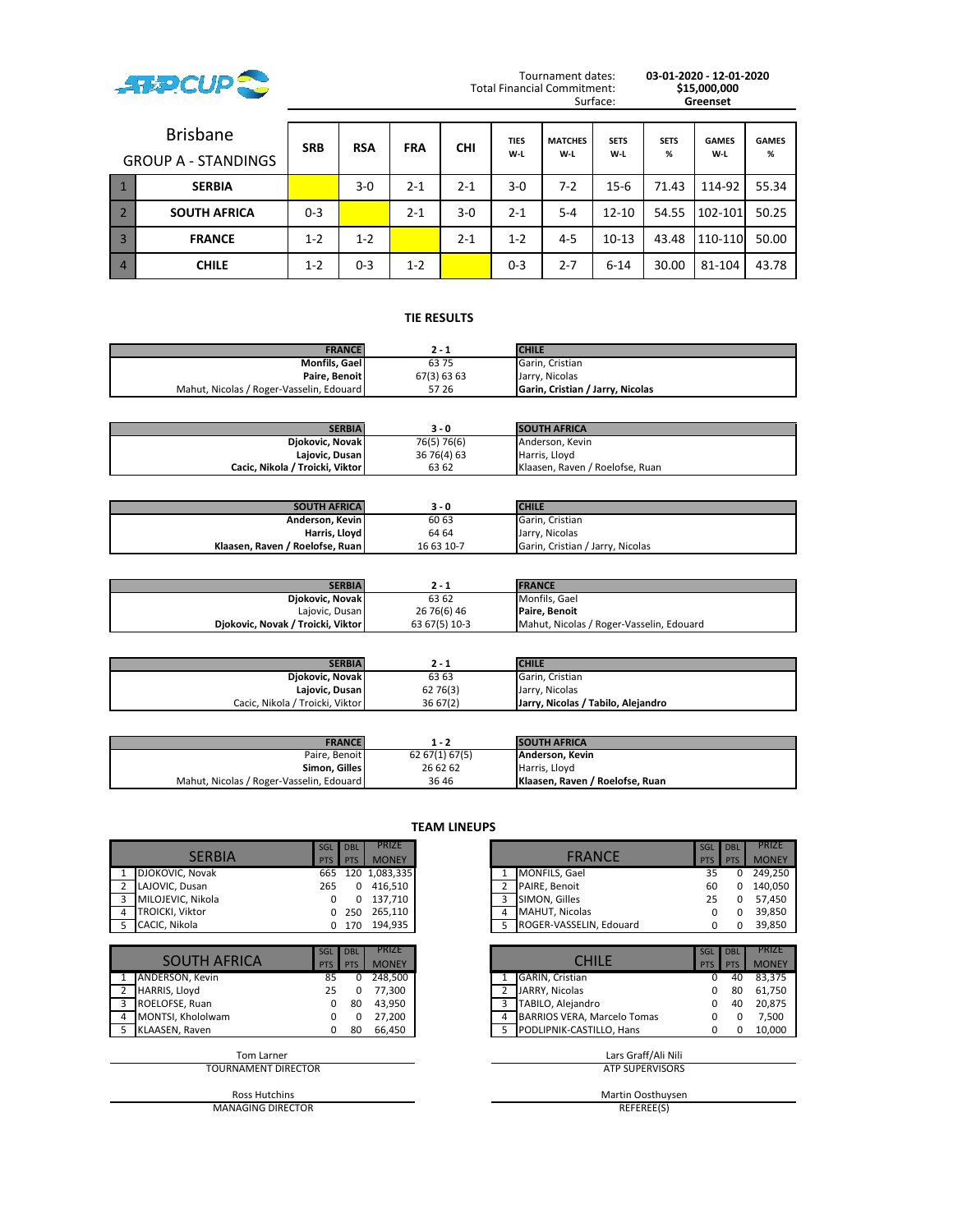ATP CUP

Tournament dates: **03-01-2020 - 12-01-2020**
Total Financial Commitment: **$15,000,000**
Surface: **Greenset**

## Brisbane

### GROUP A - STANDINGS

| | | SRB | RSA | FRA | CHI | TIES W-L | MATCHES W-L | SETS W-L | SETS % | GAMES W-L | GAMES % |
|---|---|---|---|---|---|---|---|---|---|---|---|
| 1 | **SERBIA** | | 3-0 | 2-1 | 2-1 | 3-0 | 7-2 | 15-6 | 71.43 | 114-92 | 55.34 |
| 2 | **SOUTH AFRICA** | 0-3 | | 2-1 | 3-0 | 2-1 | 5-4 | 12-10 | 54.55 | 102-101 | 50.25 |
| 3 | **FRANCE** | 1-2 | 1-2 | | 2-1 | 1-2 | 4-5 | 10-13 | 43.48 | 110-110 | 50.00 |
| 4 | **CHILE** | 1-2 | 0-3 | 1-2 | | 0-3 | 2-7 | 6-14 | 30.00 | 81-104 | 43.78 |

### TIE RESULTS

| FRANCE | 2 - 1 | CHILE |
|---|---|---|
| **Monfils, Gael** | 63 75 | Garin, Cristian |
| **Paire, Benoit** | 67(3) 63 63 | Jarry, Nicolas |
| Mahut, Nicolas / Roger-Vasselin, Edouard | 57 26 | **Garin, Cristian / Jarry, Nicolas** |

| SERBIA | 3 - 0 | SOUTH AFRICA |
|---|---|---|
| **Djokovic, Novak** | 76(5) 76(6) | Anderson, Kevin |
| **Lajovic, Dusan** | 36 76(4) 63 | Harris, Lloyd |
| **Cacic, Nikola / Troicki, Viktor** | 63 62 | Klaasen, Raven / Roelofse, Ruan |

| SOUTH AFRICA | 3 - 0 | CHILE |
|---|---|---|
| **Anderson, Kevin** | 60 63 | Garin, Cristian |
| **Harris, Lloyd** | 64 64 | Jarry, Nicolas |
| **Klaasen, Raven / Roelofse, Ruan** | 16 63 10-7 | Garin, Cristian / Jarry, Nicolas |

| SERBIA | 2 - 1 | FRANCE |
|---|---|---|
| **Djokovic, Novak** | 63 62 | Monfils, Gael |
| Lajovic, Dusan | 26 76(6) 46 | **Paire, Benoit** |
| **Djokovic, Novak / Troicki, Viktor** | 63 67(5) 10-3 | Mahut, Nicolas / Roger-Vasselin, Edouard |

| SERBIA | 2 - 1 | CHILE |
|---|---|---|
| **Djokovic, Novak** | 63 63 | Garin, Cristian |
| **Lajovic, Dusan** | 62 76(3) | Jarry, Nicolas |
| Cacic, Nikola / Troicki, Viktor | 36 67(2) | **Jarry, Nicolas / Tabilo, Alejandro** |

| FRANCE | 1 - 2 | SOUTH AFRICA |
|---|---|---|
| Paire, Benoit | 62 67(1) 67(5) | **Anderson, Kevin** |
| **Simon, Gilles** | 26 62 62 | Harris, Lloyd |
| Mahut, Nicolas / Roger-Vasselin, Edouard | 36 46 | **Klaasen, Raven / Roelofse, Ruan** |

### TEAM LINEUPS

| | SERBIA | SGL PTS | DBL PTS | PRIZE MONEY |
|---|---|---|---|---|
| 1 | DJOKOVIC, Novak | 665 | 120 | 1,083,335 |
| 2 | LAJOVIC, Dusan | 265 | 0 | 416,510 |
| 3 | MILOJEVIC, Nikola | 0 | 0 | 137,710 |
| 4 | TROICKI, Viktor | 0 | 250 | 265,110 |
| 5 | CACIC, Nikola | 0 | 170 | 194,935 |

| | FRANCE | SGL PTS | DBL PTS | PRIZE MONEY |
|---|---|---|---|---|
| 1 | MONFILS, Gael | 35 | 0 | 249,250 |
| 2 | PAIRE, Benoit | 60 | 0 | 140,050 |
| 3 | SIMON, Gilles | 25 | 0 | 57,450 |
| 4 | MAHUT, Nicolas | 0 | 0 | 39,850 |
| 5 | ROGER-VASSELIN, Edouard | 0 | 0 | 39,850 |

| | SOUTH AFRICA | SGL PTS | DBL PTS | PRIZE MONEY |
|---|---|---|---|---|
| 1 | ANDERSON, Kevin | 85 | 0 | 248,500 |
| 2 | HARRIS, Lloyd | 25 | 0 | 77,300 |
| 3 | ROELOFSE, Ruan | 0 | 80 | 43,950 |
| 4 | MONTSI, Khololwam | 0 | 0 | 27,200 |
| 5 | KLAASEN, Raven | 0 | 80 | 66,450 |

| | CHILE | SGL PTS | DBL PTS | PRIZE MONEY |
|---|---|---|---|---|
| 1 | GARIN, Cristian | 0 | 40 | 83,375 |
| 2 | JARRY, Nicolas | 0 | 80 | 61,750 |
| 3 | TABILO, Alejandro | 0 | 40 | 20,875 |
| 4 | BARRIOS VERA, Marcelo Tomas | 0 | 0 | 7,500 |
| 5 | PODLIPNIK-CASTILLO, Hans | 0 | 0 | 10,000 |

Tom Larner
TOURNAMENT DIRECTOR

Lars Graff/Ali Nili
ATP SUPERVISORS

Ross Hutchins
MANAGING DIRECTOR

Martin Oosthuysen
REFEREE(S)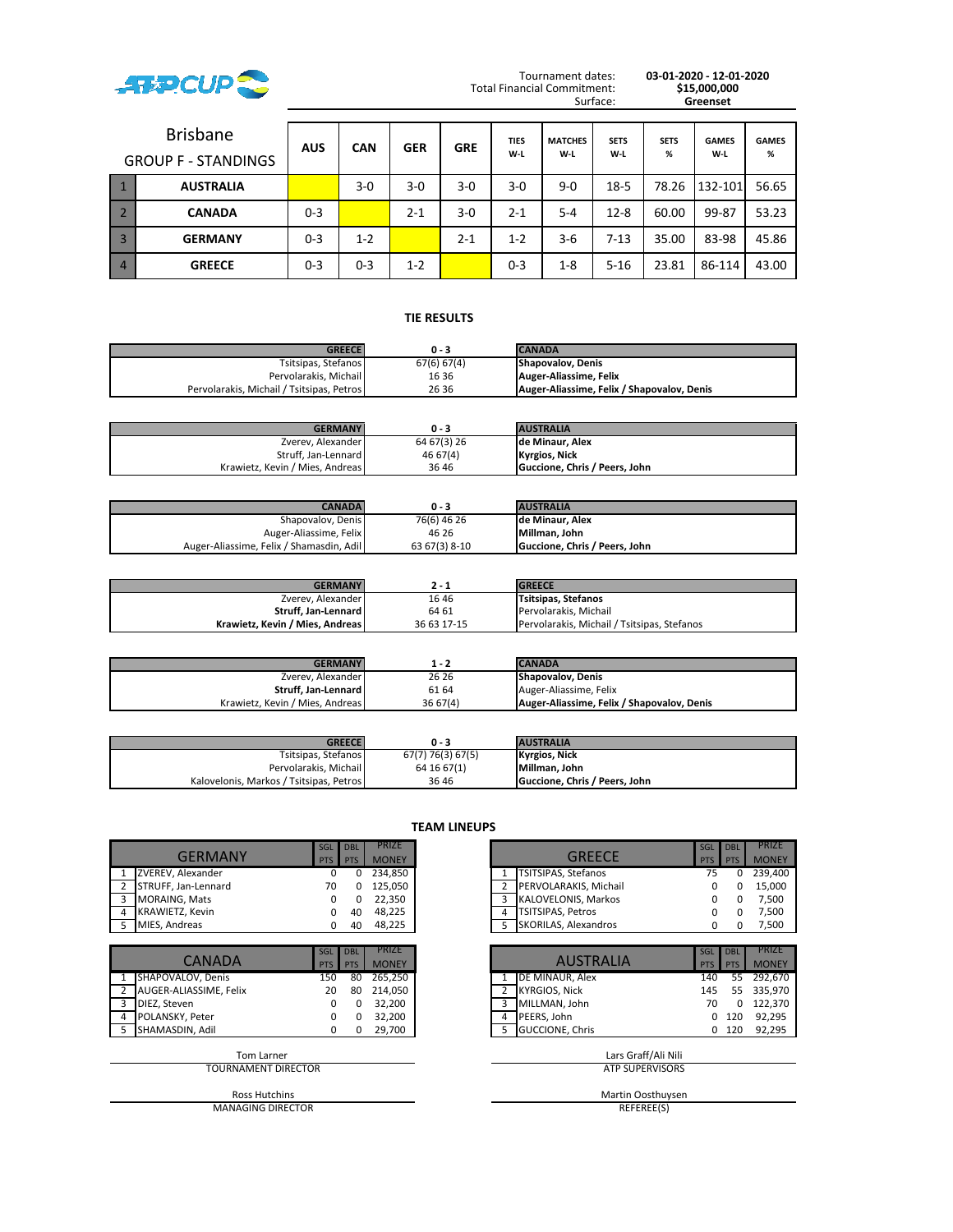ATPCUP

Tournament dates: **03-01-2020 - 12-01-2020**
Total Financial Commitment: **$15,000,000**
Surface: **Greenset**

## Brisbane GROUP F - STANDINGS

| | | AUS | CAN | GER | GRE | TIES W-L | MATCHES W-L | SETS W-L | SETS % | GAMES W-L | GAMES % |
|---|---|---|---|---|---|---|---|---|---|---|---|
| 1 | **AUSTRALIA** | | 3-0 | 3-0 | 3-0 | 3-0 | 9-0 | 18-5 | 78.26 | 132-101 | 56.65 |
| 2 | **CANADA** | 0-3 | | 2-1 | 3-0 | 2-1 | 5-4 | 12-8 | 60.00 | 99-87 | 53.23 |
| 3 | **GERMANY** | 0-3 | 1-2 | | 2-1 | 1-2 | 3-6 | 7-13 | 35.00 | 83-98 | 45.86 |
| 4 | **GREECE** | 0-3 | 0-3 | 1-2 | | 0-3 | 1-8 | 5-16 | 23.81 | 86-114 | 43.00 |

## TIE RESULTS

| GREECE | 0 - 3 | CANADA |
|---|---|---|
| Tsitsipas, Stefanos | 67(6) 67(4) | **Shapovalov, Denis** |
| Pervolarakis, Michail | 16 36 | **Auger-Aliassime, Felix** |
| Pervolarakis, Michail / Tsitsipas, Petros | 26 36 | **Auger-Aliassime, Felix / Shapovalov, Denis** |

| GERMANY | 0 - 3 | AUSTRALIA |
|---|---|---|
| Zverev, Alexander | 64 67(3) 26 | **de Minaur, Alex** |
| Struff, Jan-Lennard | 46 67(4) | **Kyrgios, Nick** |
| Krawietz, Kevin / Mies, Andreas | 36 46 | **Guccione, Chris / Peers, John** |

| CANADA | 0 - 3 | AUSTRALIA |
|---|---|---|
| Shapovalov, Denis | 76(6) 46 26 | **de Minaur, Alex** |
| Auger-Aliassime, Felix | 46 26 | **Millman, John** |
| Auger-Aliassime, Felix / Shamasdin, Adil | 63 67(3) 8-10 | **Guccione, Chris / Peers, John** |

| GERMANY | 2 - 1 | GREECE |
|---|---|---|
| Zverev, Alexander | 16 46 | **Tsitsipas, Stefanos** |
| **Struff, Jan-Lennard** | 64 61 | Pervolarakis, Michail |
| **Krawietz, Kevin / Mies, Andreas** | 36 63 17-15 | Pervolarakis, Michail / Tsitsipas, Stefanos |

| GERMANY | 1 - 2 | CANADA |
|---|---|---|
| Zverev, Alexander | 26 26 | **Shapovalov, Denis** |
| **Struff, Jan-Lennard** | 61 64 | Auger-Aliassime, Felix |
| Krawietz, Kevin / Mies, Andreas | 36 67(4) | **Auger-Aliassime, Felix / Shapovalov, Denis** |

| GREECE | 0 - 3 | AUSTRALIA |
|---|---|---|
| Tsitsipas, Stefanos | 67(7) 76(3) 67(5) | **Kyrgios, Nick** |
| Pervolarakis, Michail | 64 16 67(1) | **Millman, John** |
| Kalovelonis, Markos / Tsitsipas, Petros | 36 46 | **Guccione, Chris / Peers, John** |

## TEAM LINEUPS

| | GERMANY | SGL PTS | DBL PTS | PRIZE MONEY |
|---|---|---|---|---|
| 1 | ZVEREV, Alexander | 0 | 0 | 234,850 |
| 2 | STRUFF, Jan-Lennard | 70 | 0 | 125,050 |
| 3 | MORAING, Mats | 0 | 0 | 22,350 |
| 4 | KRAWIETZ, Kevin | 0 | 40 | 48,225 |
| 5 | MIES, Andreas | 0 | 40 | 48,225 |

| | GREECE | SGL PTS | DBL PTS | PRIZE MONEY |
|---|---|---|---|---|
| 1 | TSITSIPAS, Stefanos | 75 | 0 | 239,400 |
| 2 | PERVOLARAKIS, Michail | 0 | 0 | 15,000 |
| 3 | KALOVELONIS, Markos | 0 | 0 | 7,500 |
| 4 | TSITSIPAS, Petros | 0 | 0 | 7,500 |
| 5 | SKORILAS, Alexandros | 0 | 0 | 7,500 |

| | CANADA | SGL PTS | DBL PTS | PRIZE MONEY |
|---|---|---|---|---|
| 1 | SHAPOVALOV, Denis | 150 | 80 | 265,250 |
| 2 | AUGER-ALIASSIME, Felix | 20 | 80 | 214,050 |
| 3 | DIEZ, Steven | 0 | 0 | 32,200 |
| 4 | POLANSKY, Peter | 0 | 0 | 32,200 |
| 5 | SHAMASDIN, Adil | 0 | 0 | 29,700 |

| | AUSTRALIA | SGL PTS | DBL PTS | PRIZE MONEY |
|---|---|---|---|---|
| 1 | DE MINAUR, Alex | 140 | 55 | 292,670 |
| 2 | KYRGIOS, Nick | 145 | 55 | 335,970 |
| 3 | MILLMAN, John | 70 | 0 | 122,370 |
| 4 | PEERS, John | 0 | 120 | 92,295 |
| 5 | GUCCIONE, Chris | 0 | 120 | 92,295 |

Tom Larner
TOURNAMENT DIRECTOR

Lars Graff/Ali Nili
ATP SUPERVISORS

Ross Hutchins
MANAGING DIRECTOR

Martin Oosthuysen
REFEREE(S)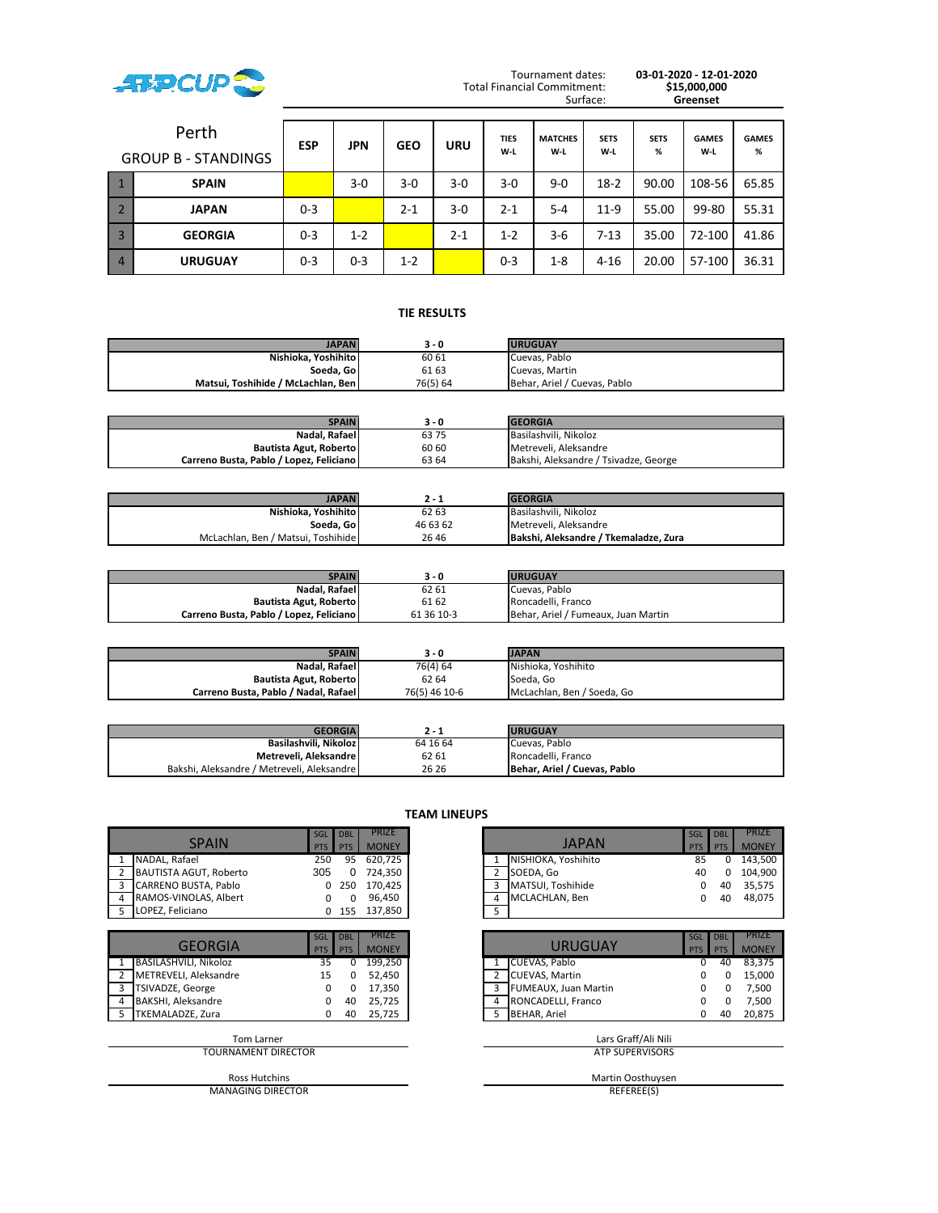ATPCUP

Tournament dates: **03-01-2020 - 12-01-2020**
Total Financial Commitment: **$15,000,000**
Surface: **Greenset**

## Perth — GROUP B - STANDINGS

| | | ESP | JPN | GEO | URU | TIES W-L | MATCHES W-L | SETS W-L | SETS % | GAMES W-L | GAMES % |
|---|---|---|---|---|---|---|---|---|---|---|---|
| 1 | **SPAIN** | | 3-0 | 3-0 | 3-0 | 3-0 | 9-0 | 18-2 | 90.00 | 108-56 | 65.85 |
| 2 | **JAPAN** | 0-3 | | 2-1 | 3-0 | 2-1 | 5-4 | 11-9 | 55.00 | 99-80 | 55.31 |
| 3 | **GEORGIA** | 0-3 | 1-2 | | 2-1 | 1-2 | 3-6 | 7-13 | 35.00 | 72-100 | 41.86 |
| 4 | **URUGUAY** | 0-3 | 0-3 | 1-2 | | 0-3 | 1-8 | 4-16 | 20.00 | 57-100 | 36.31 |

## TIE RESULTS

| JAPAN | 3 - 0 | URUGUAY |
|---|---|---|
| **Nishioka, Yoshihito** | 60 61 | Cuevas, Pablo |
| **Soeda, Go** | 61 63 | Cuevas, Martin |
| **Matsui, Toshihide / McLachlan, Ben** | 76(5) 64 | Behar, Ariel / Cuevas, Pablo |

| SPAIN | 3 - 0 | GEORGIA |
|---|---|---|
| **Nadal, Rafael** | 63 75 | Basilashvili, Nikoloz |
| **Bautista Agut, Roberto** | 60 60 | Metreveli, Aleksandre |
| **Carreno Busta, Pablo / Lopez, Feliciano** | 63 64 | Bakshi, Aleksandre / Tsivadze, George |

| JAPAN | 2 - 1 | GEORGIA |
|---|---|---|
| **Nishioka, Yoshihito** | 62 63 | Basilashvili, Nikoloz |
| **Soeda, Go** | 46 63 62 | Metreveli, Aleksandre |
| McLachlan, Ben / Matsui, Toshihide | 26 46 | **Bakshi, Aleksandre / Tkemaladze, Zura** |

| SPAIN | 3 - 0 | URUGUAY |
|---|---|---|
| **Nadal, Rafael** | 62 61 | Cuevas, Pablo |
| **Bautista Agut, Roberto** | 61 62 | Roncadelli, Franco |
| **Carreno Busta, Pablo / Lopez, Feliciano** | 61 36 10-3 | Behar, Ariel / Fumeaux, Juan Martin |

| SPAIN | 3 - 0 | JAPAN |
|---|---|---|
| **Nadal, Rafael** | 76(4) 64 | Nishioka, Yoshihito |
| **Bautista Agut, Roberto** | 62 64 | Soeda, Go |
| **Carreno Busta, Pablo / Nadal, Rafael** | 76(5) 46 10-6 | McLachlan, Ben / Soeda, Go |

| GEORGIA | 2 - 1 | URUGUAY |
|---|---|---|
| **Basilashvili, Nikoloz** | 64 16 64 | Cuevas, Pablo |
| **Metreveli, Aleksandre** | 62 61 | Roncadelli, Franco |
| Bakshi, Aleksandre / Metreveli, Aleksandre | 26 26 | **Behar, Ariel / Cuevas, Pablo** |

## TEAM LINEUPS

| | SPAIN | SGL PTS | DBL PTS | PRIZE MONEY |
|---|---|---|---|---|
| 1 | NADAL, Rafael | 250 | 95 | 620,725 |
| 2 | BAUTISTA AGUT, Roberto | 305 | 0 | 724,350 |
| 3 | CARRENO BUSTA, Pablo | 0 | 250 | 170,425 |
| 4 | RAMOS-VINOLAS, Albert | 0 | 0 | 96,450 |
| 5 | LOPEZ, Feliciano | 0 | 155 | 137,850 |

| | JAPAN | SGL PTS | DBL PTS | PRIZE MONEY |
|---|---|---|---|---|
| 1 | NISHIOKA, Yoshihito | 85 | 0 | 143,500 |
| 2 | SOEDA, Go | 40 | 0 | 104,900 |
| 3 | MATSUI, Toshihide | 0 | 40 | 35,575 |
| 4 | MCLACHLAN, Ben | 0 | 40 | 48,075 |
| 5 | | | | |

| | GEORGIA | SGL PTS | DBL PTS | PRIZE MONEY |
|---|---|---|---|---|
| 1 | BASILASHVILI, Nikoloz | 35 | 0 | 199,250 |
| 2 | METREVELI, Aleksandre | 15 | 0 | 52,450 |
| 3 | TSIVADZE, George | 0 | 0 | 17,350 |
| 4 | BAKSHI, Aleksandre | 0 | 40 | 25,725 |
| 5 | TKEMALADZE, Zura | 0 | 40 | 25,725 |

| | URUGUAY | SGL PTS | DBL PTS | PRIZE MONEY |
|---|---|---|---|---|
| 1 | CUEVAS, Pablo | 0 | 40 | 83,375 |
| 2 | CUEVAS, Martin | 0 | 0 | 15,000 |
| 3 | FUMEAUX, Juan Martin | 0 | 0 | 7,500 |
| 4 | RONCADELLI, Franco | 0 | 0 | 7,500 |
| 5 | BEHAR, Ariel | 0 | 40 | 20,875 |

Tom Larner
TOURNAMENT DIRECTOR

Lars Graff/Ali Nili
ATP SUPERVISORS

Ross Hutchins
MANAGING DIRECTOR

Martin Oosthuysen
REFEREE(S)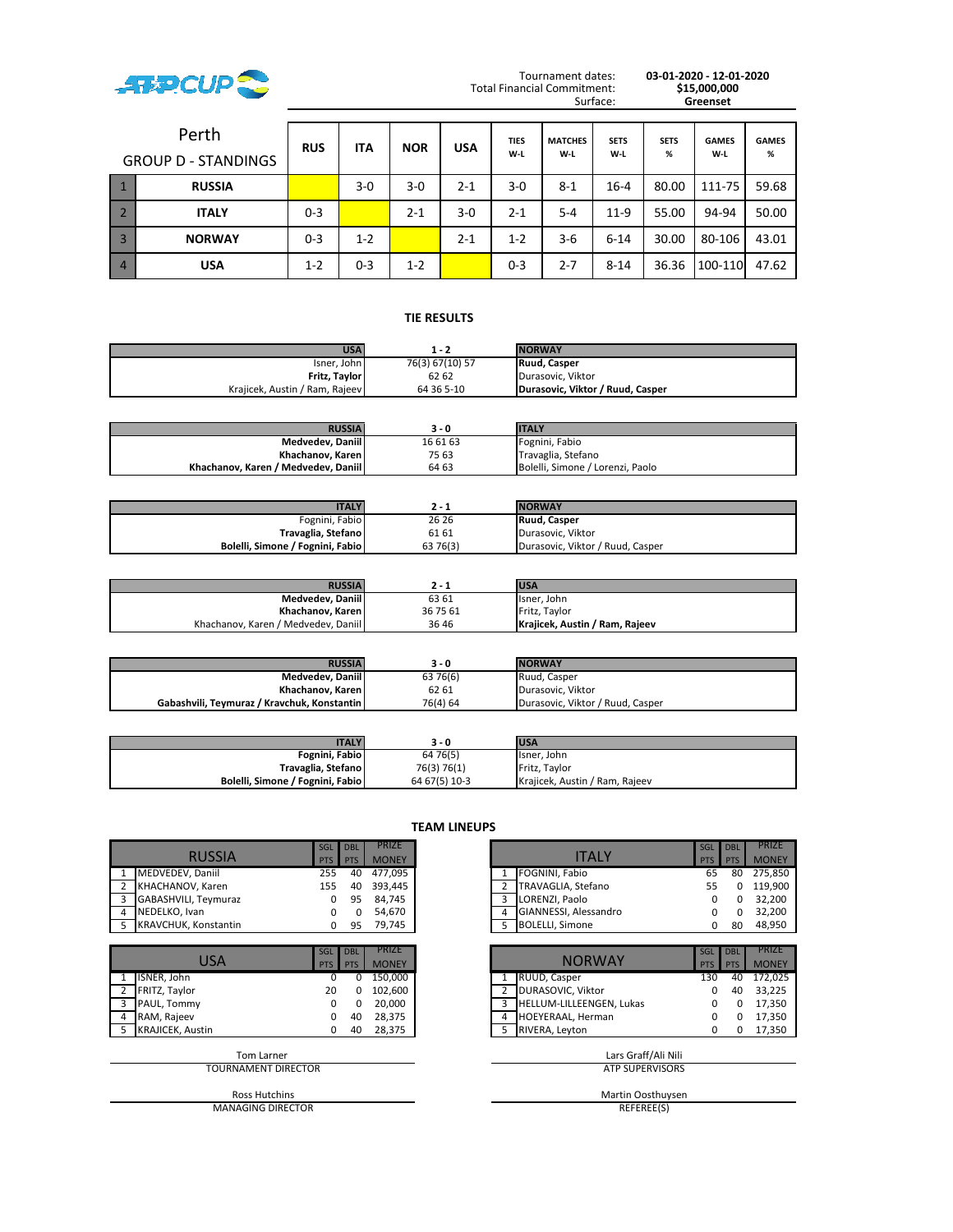ATP CUP

| | |
|---|---|
| Tournament dates: | **03-01-2020 - 12-01-2020** |
| Total Financial Commitment: | **$15,000,000** |
| Surface: | **Greenset** |

## Perth GROUP D - STANDINGS

| | | RUS | ITA | NOR | USA | TIES W-L | MATCHES W-L | SETS W-L | SETS % | GAMES W-L | GAMES % |
|---|---|---|---|---|---|---|---|---|---|---|---|
| 1 | **RUSSIA** | | 3-0 | 3-0 | 2-1 | 3-0 | 8-1 | 16-4 | 80.00 | 111-75 | 59.68 |
| 2 | **ITALY** | 0-3 | | 2-1 | 3-0 | 2-1 | 5-4 | 11-9 | 55.00 | 94-94 | 50.00 |
| 3 | **NORWAY** | 0-3 | 1-2 | | 2-1 | 1-2 | 3-6 | 6-14 | 30.00 | 80-106 | 43.01 |
| 4 | **USA** | 1-2 | 0-3 | 1-2 | | 0-3 | 2-7 | 8-14 | 36.36 | 100-110 | 47.62 |

### TIE RESULTS

| USA | 1 - 2 | NORWAY |
|---|---|---|
| Isner, John | 76(3) 67(10) 57 | **Ruud, Casper** |
| **Fritz, Taylor** | 62 62 | Durasovic, Viktor |
| Krajicek, Austin / Ram, Rajeev | 64 36 5-10 | **Durasovic, Viktor / Ruud, Casper** |

| RUSSIA | 3 - 0 | ITALY |
|---|---|---|
| **Medvedev, Daniil** | 16 61 63 | Fognini, Fabio |
| **Khachanov, Karen** | 75 63 | Travaglia, Stefano |
| **Khachanov, Karen / Medvedev, Daniil** | 64 63 | Bolelli, Simone / Lorenzi, Paolo |

| ITALY | 2 - 1 | NORWAY |
|---|---|---|
| Fognini, Fabio | 26 26 | **Ruud, Casper** |
| **Travaglia, Stefano** | 61 61 | Durasovic, Viktor |
| **Bolelli, Simone / Fognini, Fabio** | 63 76(3) | Durasovic, Viktor / Ruud, Casper |

| RUSSIA | 2 - 1 | USA |
|---|---|---|
| **Medvedev, Daniil** | 63 61 | Isner, John |
| **Khachanov, Karen** | 36 75 61 | Fritz, Taylor |
| Khachanov, Karen / Medvedev, Daniil | 36 46 | **Krajicek, Austin / Ram, Rajeev** |

| RUSSIA | 3 - 0 | NORWAY |
|---|---|---|
| **Medvedev, Daniil** | 63 76(6) | Ruud, Casper |
| **Khachanov, Karen** | 62 61 | Durasovic, Viktor |
| **Gabashvili, Teymuraz / Kravchuk, Konstantin** | 76(4) 64 | Durasovic, Viktor / Ruud, Casper |

| ITALY | 3 - 0 | USA |
|---|---|---|
| **Fognini, Fabio** | 64 76(5) | Isner, John |
| **Travaglia, Stefano** | 76(3) 76(1) | Fritz, Taylor |
| **Bolelli, Simone / Fognini, Fabio** | 64 67(5) 10-3 | Krajicek, Austin / Ram, Rajeev |

### TEAM LINEUPS

| | RUSSIA | SGL PTS | DBL PTS | PRIZE MONEY |
|---|---|---|---|---|
| 1 | MEDVEDEV, Daniil | 255 | 40 | 477,095 |
| 2 | KHACHANOV, Karen | 155 | 40 | 393,445 |
| 3 | GABASHVILI, Teymuraz | 0 | 95 | 84,745 |
| 4 | NEDELKO, Ivan | 0 | 0 | 54,670 |
| 5 | KRAVCHUK, Konstantin | 0 | 95 | 79,745 |

| | ITALY | SGL PTS | DBL PTS | PRIZE MONEY |
|---|---|---|---|---|
| 1 | FOGNINI, Fabio | 65 | 80 | 275,850 |
| 2 | TRAVAGLIA, Stefano | 55 | 0 | 119,900 |
| 3 | LORENZI, Paolo | 0 | 0 | 32,200 |
| 4 | GIANNESSI, Alessandro | 0 | 0 | 32,200 |
| 5 | BOLELLI, Simone | 0 | 80 | 48,950 |

| | USA | SGL PTS | DBL PTS | PRIZE MONEY |
|---|---|---|---|---|
| 1 | ISNER, John | 0 | 0 | 150,000 |
| 2 | FRITZ, Taylor | 20 | 0 | 102,600 |
| 3 | PAUL, Tommy | 0 | 0 | 20,000 |
| 4 | RAM, Rajeev | 0 | 40 | 28,375 |
| 5 | KRAJICEK, Austin | 0 | 40 | 28,375 |

| | NORWAY | SGL PTS | DBL PTS | PRIZE MONEY |
|---|---|---|---|---|
| 1 | RUUD, Casper | 130 | 40 | 172,025 |
| 2 | DURASOVIC, Viktor | 0 | 40 | 33,225 |
| 3 | HELLUM-LILLEENGEN, Lukas | 0 | 0 | 17,350 |
| 4 | HOEYERAAL, Herman | 0 | 0 | 17,350 |
| 5 | RIVERA, Leyton | 0 | 0 | 17,350 |

Tom Larner
TOURNAMENT DIRECTOR

Lars Graff/Ali Nili
ATP SUPERVISORS

Ross Hutchins
MANAGING DIRECTOR

Martin Oosthuysen
REFEREE(S)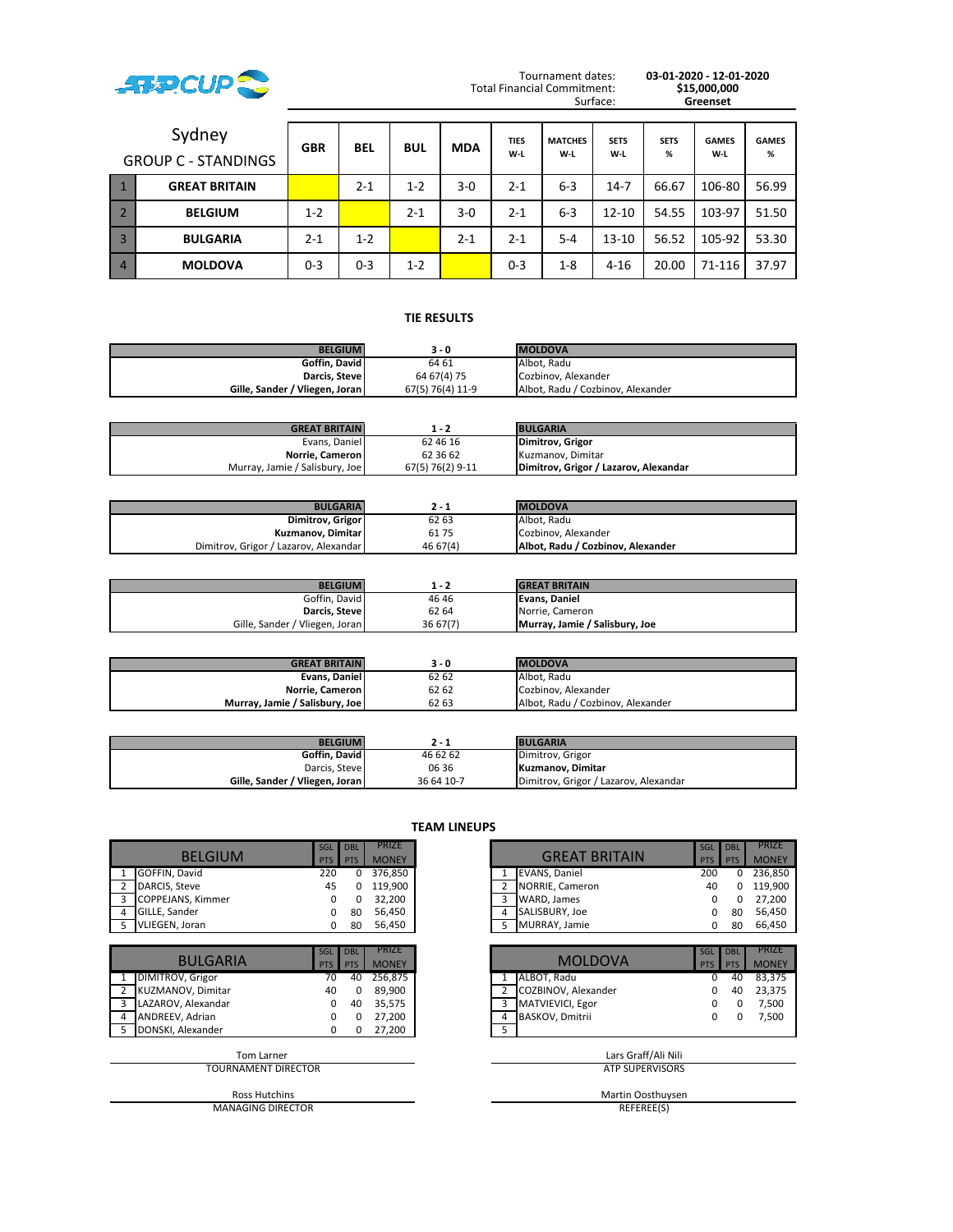ATP CUP

Tournament dates: **03-01-2020 - 12-01-2020**
Total Financial Commitment: **$15,000,000**
Surface: **Greenset**

## Sydney
### GROUP C - STANDINGS

| | | GBR | BEL | BUL | MDA | TIES W-L | MATCHES W-L | SETS W-L | SETS % | GAMES W-L | GAMES % |
|---|---|---|---|---|---|---|---|---|---|---|---|
| 1 | **GREAT BRITAIN** | | 2-1 | 1-2 | 3-0 | 2-1 | 6-3 | 14-7 | 66.67 | 106-80 | 56.99 |
| 2 | **BELGIUM** | 1-2 | | 2-1 | 3-0 | 2-1 | 6-3 | 12-10 | 54.55 | 103-97 | 51.50 |
| 3 | **BULGARIA** | 2-1 | 1-2 | | 2-1 | 2-1 | 5-4 | 13-10 | 56.52 | 105-92 | 53.30 |
| 4 | **MOLDOVA** | 0-3 | 0-3 | 1-2 | | 0-3 | 1-8 | 4-16 | 20.00 | 71-116 | 37.97 |

### TIE RESULTS

| **BELGIUM** | **3 - 0** | **MOLDOVA** |
|---|---|---|
| **Goffin, David** | 64 61 | Albot, Radu |
| **Darcis, Steve** | 64 67(4) 75 | Cozbinov, Alexander |
| **Gille, Sander / Vliegen, Joran** | 67(5) 76(4) 11-9 | Albot, Radu / Cozbinov, Alexander |

| **GREAT BRITAIN** | **1 - 2** | **BULGARIA** |
|---|---|---|
| Evans, Daniel | 62 46 16 | **Dimitrov, Grigor** |
| **Norrie, Cameron** | 62 36 62 | Kuzmanov, Dimitar |
| Murray, Jamie / Salisbury, Joe | 67(5) 76(2) 9-11 | **Dimitrov, Grigor / Lazarov, Alexandar** |

| **BULGARIA** | **2 - 1** | **MOLDOVA** |
|---|---|---|
| **Dimitrov, Grigor** | 62 63 | Albot, Radu |
| **Kuzmanov, Dimitar** | 61 75 | Cozbinov, Alexander |
| Dimitrov, Grigor / Lazarov, Alexandar | 46 67(4) | **Albot, Radu / Cozbinov, Alexander** |

| **BELGIUM** | **1 - 2** | **GREAT BRITAIN** |
|---|---|---|
| Goffin, David | 46 46 | **Evans, Daniel** |
| **Darcis, Steve** | 62 64 | Norrie, Cameron |
| Gille, Sander / Vliegen, Joran | 36 67(7) | **Murray, Jamie / Salisbury, Joe** |

| **GREAT BRITAIN** | **3 - 0** | **MOLDOVA** |
|---|---|---|
| **Evans, Daniel** | 62 62 | Albot, Radu |
| **Norrie, Cameron** | 62 62 | Cozbinov, Alexander |
| **Murray, Jamie / Salisbury, Joe** | 62 63 | Albot, Radu / Cozbinov, Alexander |

| **BELGIUM** | **2 - 1** | **BULGARIA** |
|---|---|---|
| **Goffin, David** | 46 62 62 | Dimitrov, Grigor |
| Darcis, Steve | 06 36 | **Kuzmanov, Dimitar** |
| **Gille, Sander / Vliegen, Joran** | 36 64 10-7 | Dimitrov, Grigor / Lazarov, Alexandar |

### TEAM LINEUPS

| | BELGIUM | SGL PTS | DBL PTS | PRIZE MONEY |
|---|---|---|---|---|
| 1 | GOFFIN, David | 220 | 0 | 376,850 |
| 2 | DARCIS, Steve | 45 | 0 | 119,900 |
| 3 | COPPEJANS, Kimmer | 0 | 0 | 32,200 |
| 4 | GILLE, Sander | 0 | 80 | 56,450 |
| 5 | VLIEGEN, Joran | 0 | 80 | 56,450 |

| | GREAT BRITAIN | SGL PTS | DBL PTS | PRIZE MONEY |
|---|---|---|---|---|
| 1 | EVANS, Daniel | 200 | 0 | 236,850 |
| 2 | NORRIE, Cameron | 40 | 0 | 119,900 |
| 3 | WARD, James | 0 | 0 | 27,200 |
| 4 | SALISBURY, Joe | 0 | 80 | 56,450 |
| 5 | MURRAY, Jamie | 0 | 80 | 66,450 |

| | BULGARIA | SGL PTS | DBL PTS | PRIZE MONEY |
|---|---|---|---|---|
| 1 | DIMITROV, Grigor | 70 | 40 | 256,875 |
| 2 | KUZMANOV, Dimitar | 40 | 0 | 89,900 |
| 3 | LAZAROV, Alexandar | 0 | 40 | 35,575 |
| 4 | ANDREEV, Adrian | 0 | 0 | 27,200 |
| 5 | DONSKI, Alexander | 0 | 0 | 27,200 |

| | MOLDOVA | SGL PTS | DBL PTS | PRIZE MONEY |
|---|---|---|---|---|
| 1 | ALBOT, Radu | 0 | 40 | 83,375 |
| 2 | COZBINOV, Alexander | 0 | 40 | 23,375 |
| 3 | MATVIEVICI, Egor | 0 | 0 | 7,500 |
| 4 | BASKOV, Dmitrii | 0 | 0 | 7,500 |
| 5 | | | | |

Tom Larner
TOURNAMENT DIRECTOR

Lars Graff/Ali Nili
ATP SUPERVISORS

Ross Hutchins
MANAGING DIRECTOR

Martin Oosthuysen
REFEREE(S)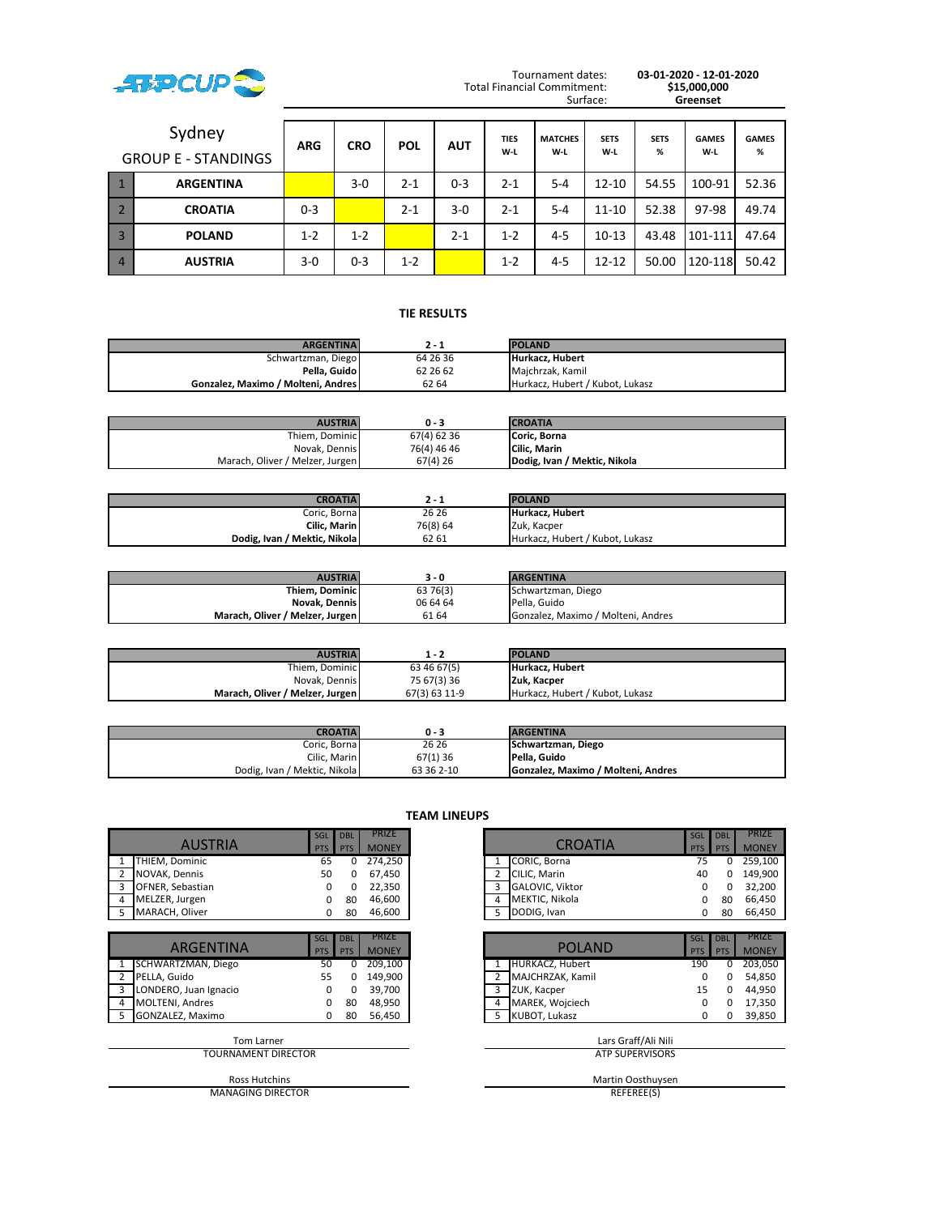ATPCUP

Tournament dates: **03-01-2020 - 12-01-2020**
Total Financial Commitment: **$15,000,000**
Surface: **Greenset**

## Sydney
## GROUP E - STANDINGS

| | | ARG | CRO | POL | AUT | TIES W-L | MATCHES W-L | SETS W-L | SETS % | GAMES W-L | GAMES % |
|---|---|---|---|---|---|---|---|---|---|---|---|
| 1 | **ARGENTINA** | | 3-0 | 2-1 | 0-3 | 2-1 | 5-4 | 12-10 | 54.55 | 100-91 | 52.36 |
| 2 | **CROATIA** | 0-3 | | 2-1 | 3-0 | 2-1 | 5-4 | 11-10 | 52.38 | 97-98 | 49.74 |
| 3 | **POLAND** | 1-2 | 1-2 | | 2-1 | 1-2 | 4-5 | 10-13 | 43.48 | 101-111 | 47.64 |
| 4 | **AUSTRIA** | 3-0 | 0-3 | 1-2 | | 1-2 | 4-5 | 12-12 | 50.00 | 120-118 | 50.42 |

### TIE RESULTS

| ARGENTINA | 2 - 1 | POLAND |
|---|---|---|
| Schwartzman, Diego | 64 26 36 | **Hurkacz, Hubert** |
| **Pella, Guido** | 62 26 62 | Majchrzak, Kamil |
| **Gonzalez, Maximo / Molteni, Andres** | 62 64 | Hurkacz, Hubert / Kubot, Lukasz |

| AUSTRIA | 0 - 3 | CROATIA |
|---|---|---|
| Thiem, Dominic | 67(4) 62 36 | **Coric, Borna** |
| Novak, Dennis | 76(4) 46 46 | **Cilic, Marin** |
| Marach, Oliver / Melzer, Jurgen | 67(4) 26 | **Dodig, Ivan / Mektic, Nikola** |

| CROATIA | 2 - 1 | POLAND |
|---|---|---|
| Coric, Borna | 26 26 | **Hurkacz, Hubert** |
| **Cilic, Marin** | 76(8) 64 | Zuk, Kacper |
| **Dodig, Ivan / Mektic, Nikola** | 62 61 | Hurkacz, Hubert / Kubot, Lukasz |

| AUSTRIA | 3 - 0 | ARGENTINA |
|---|---|---|
| **Thiem, Dominic** | 63 76(3) | Schwartzman, Diego |
| **Novak, Dennis** | 06 64 64 | Pella, Guido |
| **Marach, Oliver / Melzer, Jurgen** | 61 64 | Gonzalez, Maximo / Molteni, Andres |

| AUSTRIA | 1 - 2 | POLAND |
|---|---|---|
| Thiem, Dominic | 63 46 67(5) | **Hurkacz, Hubert** |
| Novak, Dennis | 75 67(3) 36 | **Zuk, Kacper** |
| **Marach, Oliver / Melzer, Jurgen** | 67(3) 63 11-9 | Hurkacz, Hubert / Kubot, Lukasz |

| CROATIA | 0 - 3 | ARGENTINA |
|---|---|---|
| Coric, Borna | 26 26 | **Schwartzman, Diego** |
| Cilic, Marin | 67(1) 36 | **Pella, Guido** |
| Dodig, Ivan / Mektic, Nikola | 63 36 2-10 | **Gonzalez, Maximo / Molteni, Andres** |

### TEAM LINEUPS

| | AUSTRIA | SGL PTS | DBL PTS | PRIZE MONEY |
|---|---|---|---|---|
| 1 | THIEM, Dominic | 65 | 0 | 274,250 |
| 2 | NOVAK, Dennis | 50 | 0 | 67,450 |
| 3 | OFNER, Sebastian | 0 | 0 | 22,350 |
| 4 | MELZER, Jurgen | 0 | 80 | 46,600 |
| 5 | MARACH, Oliver | 0 | 80 | 46,600 |

| | CROATIA | SGL PTS | DBL PTS | PRIZE MONEY |
|---|---|---|---|---|
| 1 | CORIC, Borna | 75 | 0 | 259,100 |
| 2 | CILIC, Marin | 40 | 0 | 149,900 |
| 3 | GALOVIC, Viktor | 0 | 0 | 32,200 |
| 4 | MEKTIC, Nikola | 0 | 80 | 66,450 |
| 5 | DODIG, Ivan | 0 | 80 | 66,450 |

| | ARGENTINA | SGL PTS | DBL PTS | PRIZE MONEY |
|---|---|---|---|---|
| 1 | SCHWARTZMAN, Diego | 50 | 0 | 209,100 |
| 2 | PELLA, Guido | 55 | 0 | 149,900 |
| 3 | LONDERO, Juan Ignacio | 0 | 0 | 39,700 |
| 4 | MOLTENI, Andres | 0 | 80 | 48,950 |
| 5 | GONZALEZ, Maximo | 0 | 80 | 56,450 |

| | POLAND | SGL PTS | DBL PTS | PRIZE MONEY |
|---|---|---|---|---|
| 1 | HURKACZ, Hubert | 190 | 0 | 203,050 |
| 2 | MAJCHRZAK, Kamil | 0 | 0 | 54,850 |
| 3 | ZUK, Kacper | 15 | 0 | 44,950 |
| 4 | MAREK, Wojciech | 0 | 0 | 17,350 |
| 5 | KUBOT, Lukasz | 0 | 0 | 39,850 |

Tom Larner
TOURNAMENT DIRECTOR

Lars Graff/Ali Nili
ATP SUPERVISORS

Ross Hutchins
MANAGING DIRECTOR

Martin Oosthuysen
REFEREE(S)